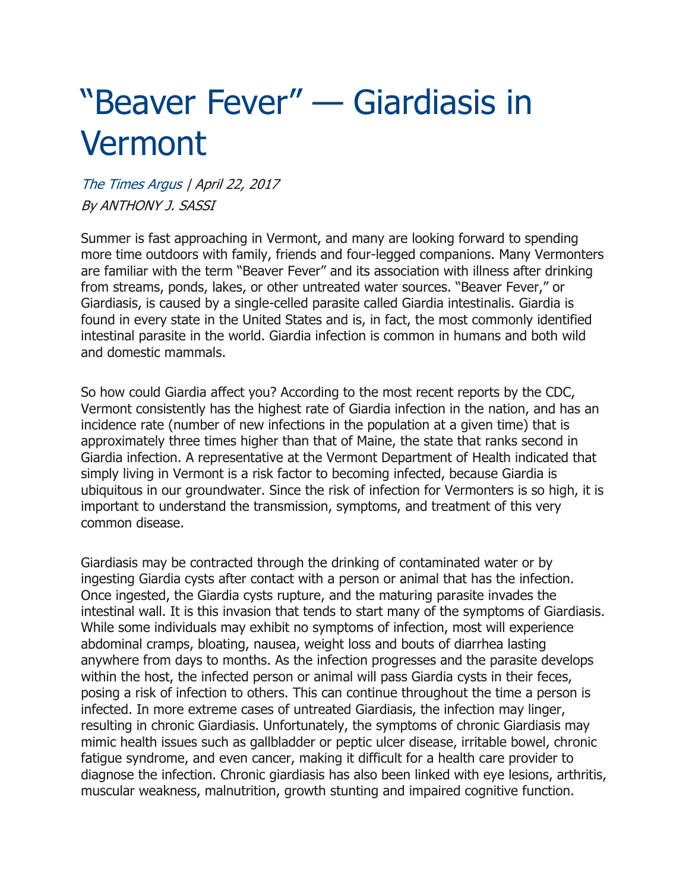# "Beaver Fever" — Giardiasis in Vermont

*The Times Argus | April 22, 2017*
*By ANTHONY J. SASSI*

Summer is fast approaching in Vermont, and many are looking forward to spending more time outdoors with family, friends and four-legged companions. Many Vermonters are familiar with the term "Beaver Fever" and its association with illness after drinking from streams, ponds, lakes, or other untreated water sources. "Beaver Fever," or Giardiasis, is caused by a single-celled parasite called Giardia intestinalis. Giardia is found in every state in the United States and is, in fact, the most commonly identified intestinal parasite in the world. Giardia infection is common in humans and both wild and domestic mammals.

So how could Giardia affect you? According to the most recent reports by the CDC, Vermont consistently has the highest rate of Giardia infection in the nation, and has an incidence rate (number of new infections in the population at a given time) that is approximately three times higher than that of Maine, the state that ranks second in Giardia infection. A representative at the Vermont Department of Health indicated that simply living in Vermont is a risk factor to becoming infected, because Giardia is ubiquitous in our groundwater. Since the risk of infection for Vermonters is so high, it is important to understand the transmission, symptoms, and treatment of this very common disease.

Giardiasis may be contracted through the drinking of contaminated water or by ingesting Giardia cysts after contact with a person or animal that has the infection. Once ingested, the Giardia cysts rupture, and the maturing parasite invades the intestinal wall. It is this invasion that tends to start many of the symptoms of Giardiasis. While some individuals may exhibit no symptoms of infection, most will experience abdominal cramps, bloating, nausea, weight loss and bouts of diarrhea lasting anywhere from days to months. As the infection progresses and the parasite develops within the host, the infected person or animal will pass Giardia cysts in their feces, posing a risk of infection to others. This can continue throughout the time a person is infected. In more extreme cases of untreated Giardiasis, the infection may linger, resulting in chronic Giardiasis. Unfortunately, the symptoms of chronic Giardiasis may mimic health issues such as gallbladder or peptic ulcer disease, irritable bowel, chronic fatigue syndrome, and even cancer, making it difficult for a health care provider to diagnose the infection. Chronic giardiasis has also been linked with eye lesions, arthritis, muscular weakness, malnutrition, growth stunting and impaired cognitive function.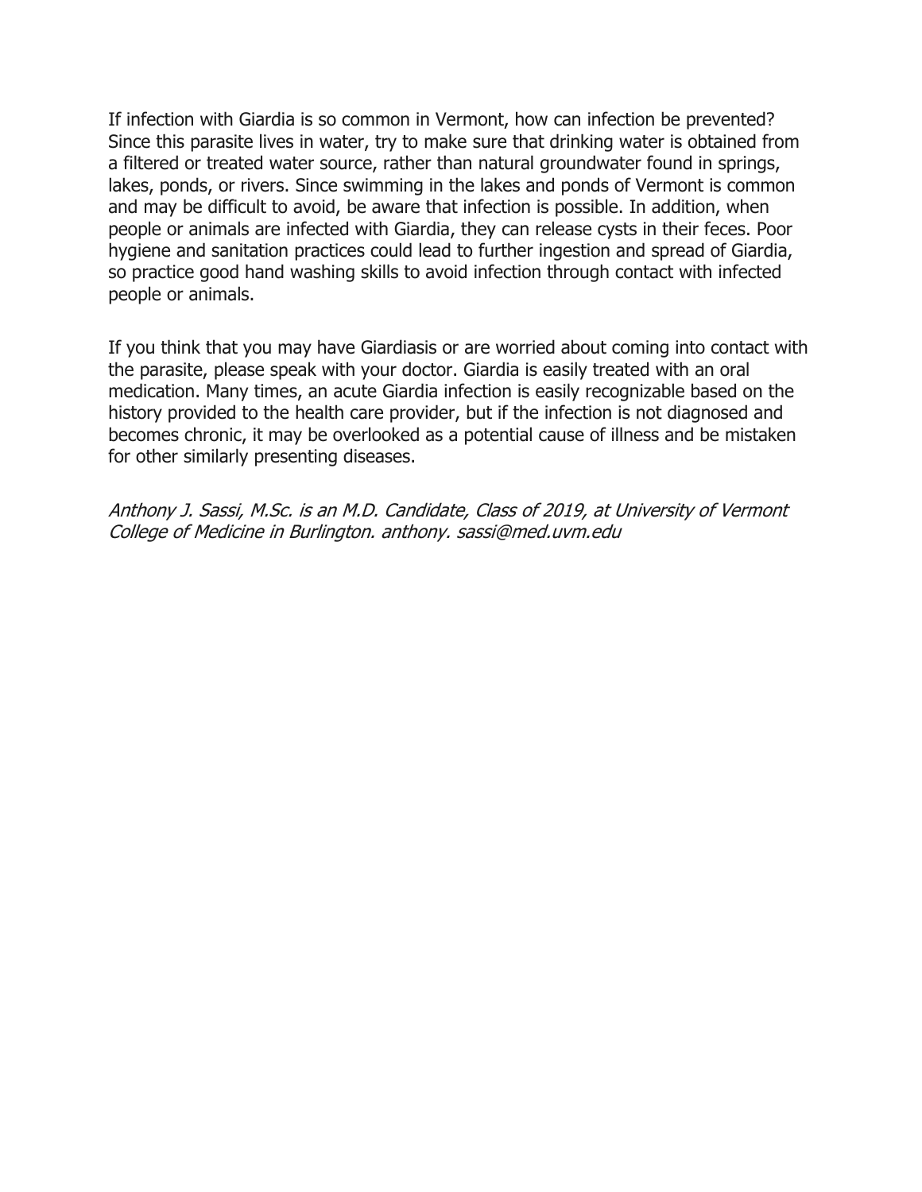If infection with Giardia is so common in Vermont, how can infection be prevented? Since this parasite lives in water, try to make sure that drinking water is obtained from a filtered or treated water source, rather than natural groundwater found in springs, lakes, ponds, or rivers. Since swimming in the lakes and ponds of Vermont is common and may be difficult to avoid, be aware that infection is possible. In addition, when people or animals are infected with Giardia, they can release cysts in their feces. Poor hygiene and sanitation practices could lead to further ingestion and spread of Giardia, so practice good hand washing skills to avoid infection through contact with infected people or animals.

If you think that you may have Giardiasis or are worried about coming into contact with the parasite, please speak with your doctor. Giardia is easily treated with an oral medication. Many times, an acute Giardia infection is easily recognizable based on the history provided to the health care provider, but if the infection is not diagnosed and becomes chronic, it may be overlooked as a potential cause of illness and be mistaken for other similarly presenting diseases.

*Anthony J. Sassi, M.Sc. is an M.D. Candidate, Class of 2019, at University of Vermont College of Medicine in Burlington. anthony. sassi@med.uvm.edu*